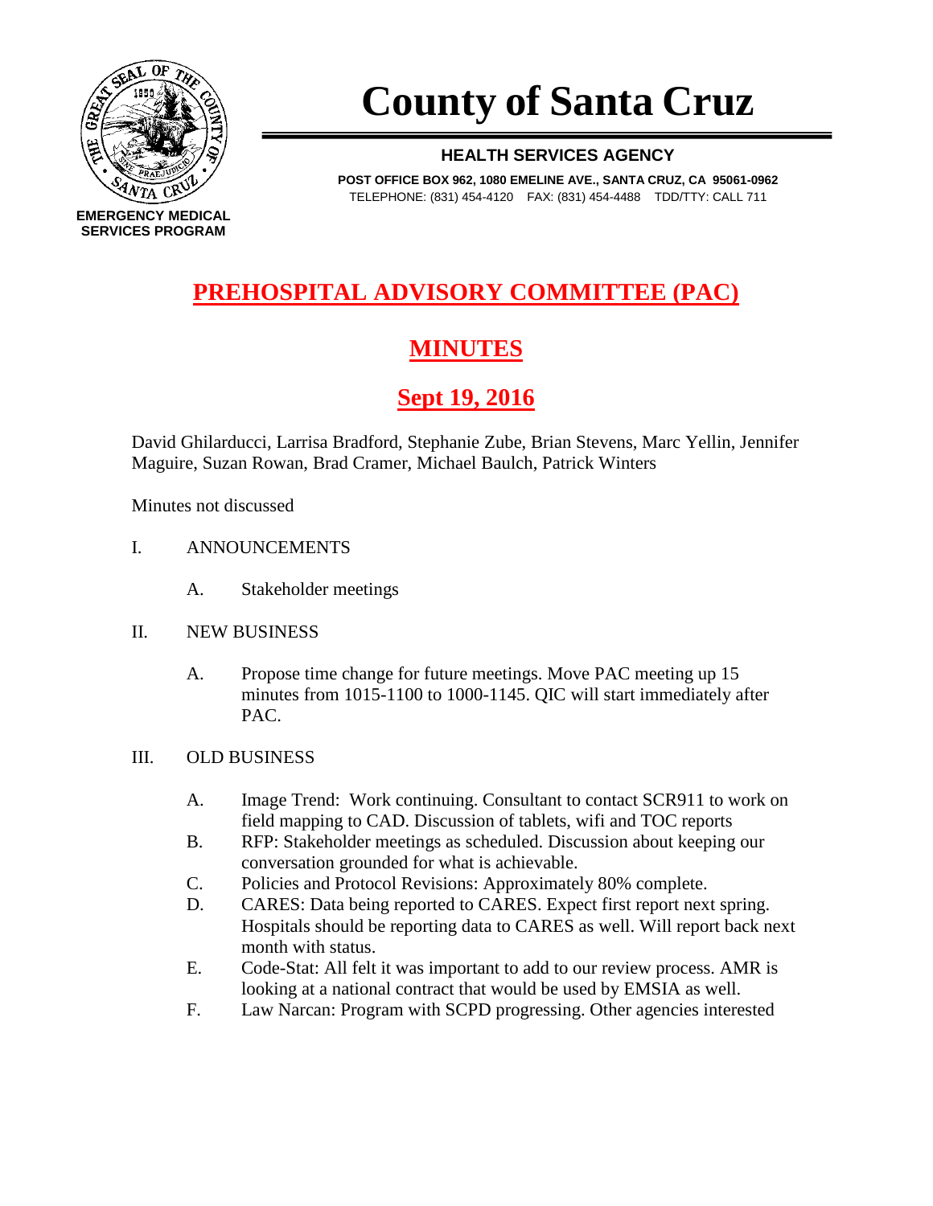EMERGENCY MEDICAL SERVICES PROGRAM

# County of Santa Cruz

**HEALTH SERVICES AGENCY**

**POST OFFICE BOX 962, 1080 EMELINE AVE., SANTA CRUZ, CA 95061-0962**
TELEPHONE: (831) 454-4120 FAX: (831) 454-4488 TDD/TTY: CALL 711

## PREHOSPITAL ADVISORY COMMITTEE (PAC)

## MINUTES

## Sept 19, 2016

David Ghilarducci, Larrisa Bradford, Stephanie Zube, Brian Stevens, Marc Yellin, Jennifer Maguire, Suzan Rowan, Brad Cramer, Michael Baulch, Patrick Winters

Minutes not discussed

I. ANNOUNCEMENTS

  A. Stakeholder meetings

II. NEW BUSINESS

  A. Propose time change for future meetings. Move PAC meeting up 15 minutes from 1015-1100 to 1000-1145. QIC will start immediately after PAC.

III. OLD BUSINESS

  A. Image Trend: Work continuing. Consultant to contact SCR911 to work on field mapping to CAD. Discussion of tablets, wifi and TOC reports
  B. RFP: Stakeholder meetings as scheduled. Discussion about keeping our conversation grounded for what is achievable.
  C. Policies and Protocol Revisions: Approximately 80% complete.
  D. CARES: Data being reported to CARES. Expect first report next spring. Hospitals should be reporting data to CARES as well. Will report back next month with status.
  E. Code-Stat: All felt it was important to add to our review process. AMR is looking at a national contract that would be used by EMSIA as well.
  F. Law Narcan: Program with SCPD progressing. Other agencies interested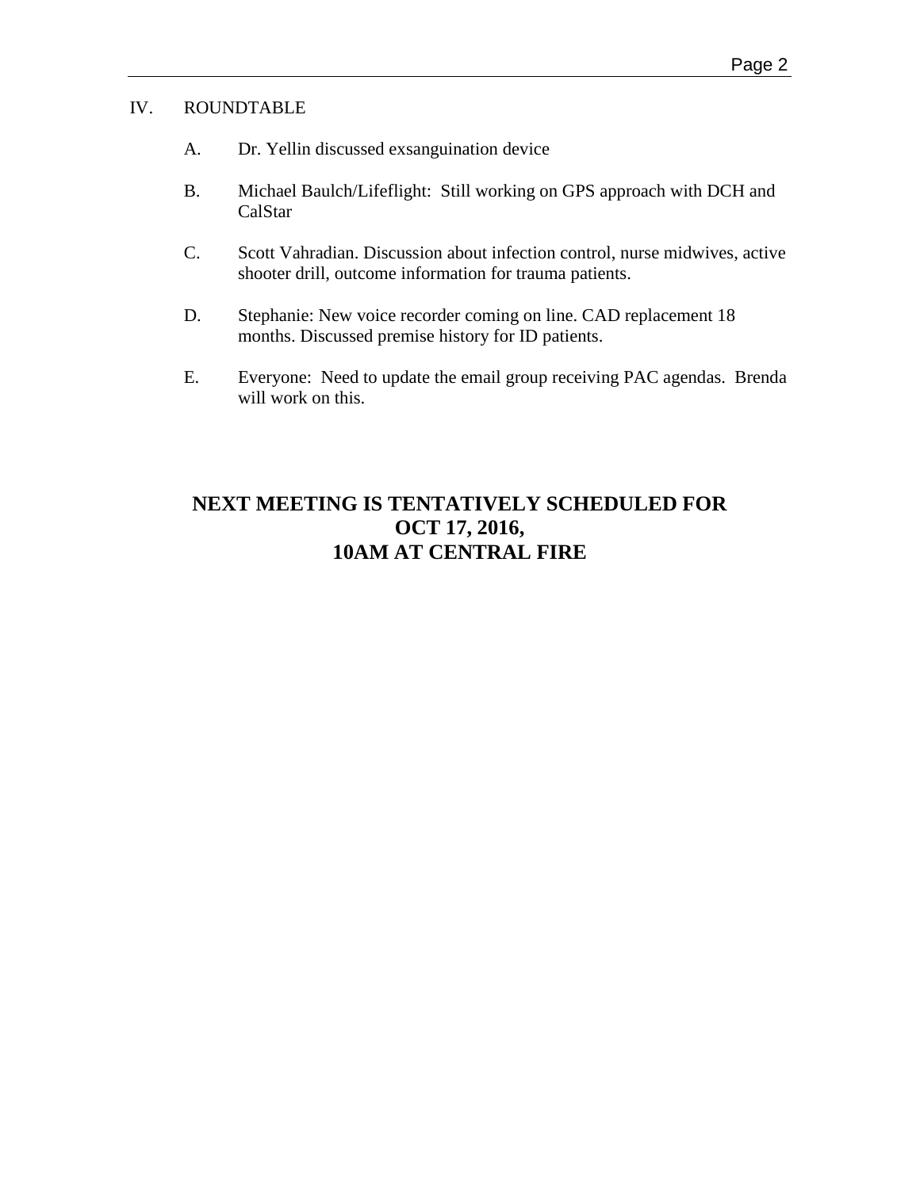IV. ROUNDTABLE

A. Dr. Yellin discussed exsanguination device

B. Michael Baulch/Lifeflight: Still working on GPS approach with DCH and CalStar

C. Scott Vahradian. Discussion about infection control, nurse midwives, active shooter drill, outcome information for trauma patients.

D. Stephanie: New voice recorder coming on line. CAD replacement 18 months. Discussed premise history for ID patients.

E. Everyone: Need to update the email group receiving PAC agendas. Brenda will work on this.

**NEXT MEETING IS TENTATIVELY SCHEDULED FOR OCT 17, 2016, 10AM AT CENTRAL FIRE**